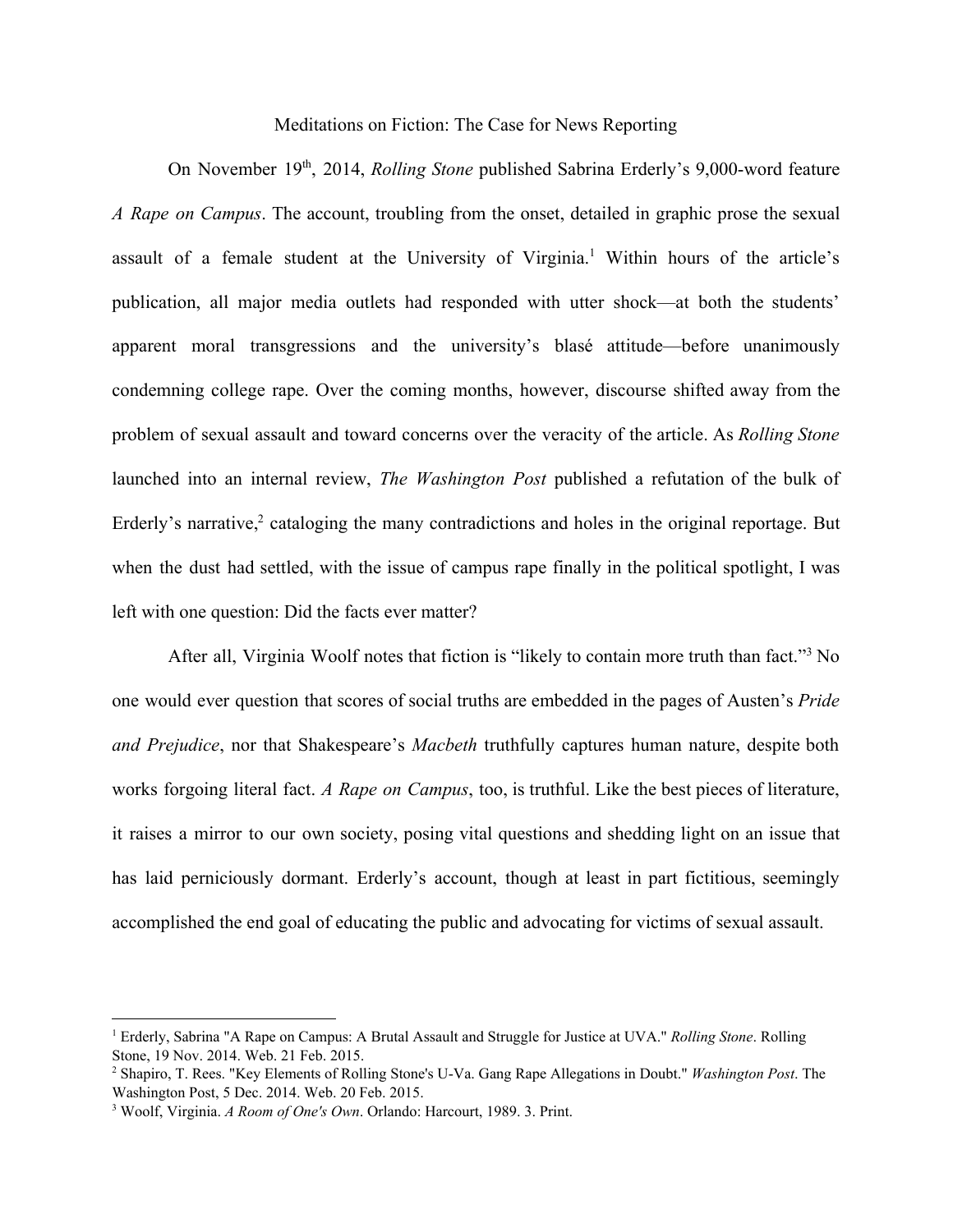# Meditations on Fiction: The Case for News Reporting

On November 19th, 2014, *Rolling Stone* published Sabrina Erderly's 9,000-word feature *A Rape on Campus*. The account, troubling from the onset, detailed in graphic prose the sexual assault of a female student at the University of Virginia.[1] Within hours of the article's publication, all major media outlets had responded with utter shock—at both the students' apparent moral transgressions and the university's blasé attitude—before unanimously condemning college rape. Over the coming months, however, discourse shifted away from the problem of sexual assault and toward concerns over the veracity of the article. As *Rolling Stone* launched into an internal review, *The Washington Post* published a refutation of the bulk of Erderly's narrative,[2] cataloging the many contradictions and holes in the original reportage. But when the dust had settled, with the issue of campus rape finally in the political spotlight, I was left with one question: Did the facts ever matter?

After all, Virginia Woolf notes that fiction is "likely to contain more truth than fact."[3] No one would ever question that scores of social truths are embedded in the pages of Austen's *Pride and Prejudice*, nor that Shakespeare's *Macbeth* truthfully captures human nature, despite both works forgoing literal fact. *A Rape on Campus*, too, is truthful. Like the best pieces of literature, it raises a mirror to our own society, posing vital questions and shedding light on an issue that has laid perniciously dormant. Erderly's account, though at least in part fictitious, seemingly accomplished the end goal of educating the public and advocating for victims of sexual assault.

---

[1] Erderly, Sabrina "A Rape on Campus: A Brutal Assault and Struggle for Justice at UVA." *Rolling Stone*. Rolling Stone, 19 Nov. 2014. Web. 21 Feb. 2015.

[2] Shapiro, T. Rees. "Key Elements of Rolling Stone's U-Va. Gang Rape Allegations in Doubt." *Washington Post*. The Washington Post, 5 Dec. 2014. Web. 20 Feb. 2015.

[3] Woolf, Virginia. *A Room of One's Own*. Orlando: Harcourt, 1989. 3. Print.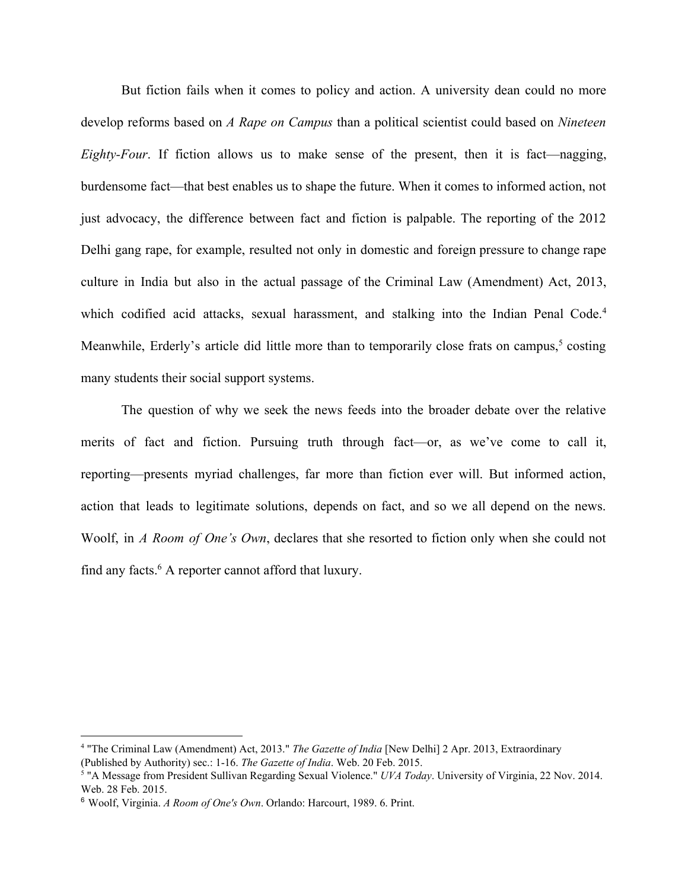But fiction fails when it comes to policy and action. A university dean could no more develop reforms based on *A Rape on Campus* than a political scientist could based on *Nineteen Eighty-Four*. If fiction allows us to make sense of the present, then it is fact—nagging, burdensome fact—that best enables us to shape the future. When it comes to informed action, not just advocacy, the difference between fact and fiction is palpable. The reporting of the 2012 Delhi gang rape, for example, resulted not only in domestic and foreign pressure to change rape culture in India but also in the actual passage of the Criminal Law (Amendment) Act, 2013, which codified acid attacks, sexual harassment, and stalking into the Indian Penal Code.[4] Meanwhile, Erderly's article did little more than to temporarily close frats on campus,[5] costing many students their social support systems.

The question of why we seek the news feeds into the broader debate over the relative merits of fact and fiction. Pursuing truth through fact—or, as we've come to call it, reporting—presents myriad challenges, far more than fiction ever will. But informed action, action that leads to legitimate solutions, depends on fact, and so we all depend on the news. Woolf, in *A Room of One's Own*, declares that she resorted to fiction only when she could not find any facts.[6] A reporter cannot afford that luxury.

---

[4] "The Criminal Law (Amendment) Act, 2013." *The Gazette of India* [New Delhi] 2 Apr. 2013, Extraordinary (Published by Authority) sec.: 1-16. *The Gazette of India*. Web. 20 Feb. 2015.

[5] "A Message from President Sullivan Regarding Sexual Violence." *UVA Today*. University of Virginia, 22 Nov. 2014. Web. 28 Feb. 2015.

[6] Woolf, Virginia. *A Room of One's Own*. Orlando: Harcourt, 1989. 6. Print.